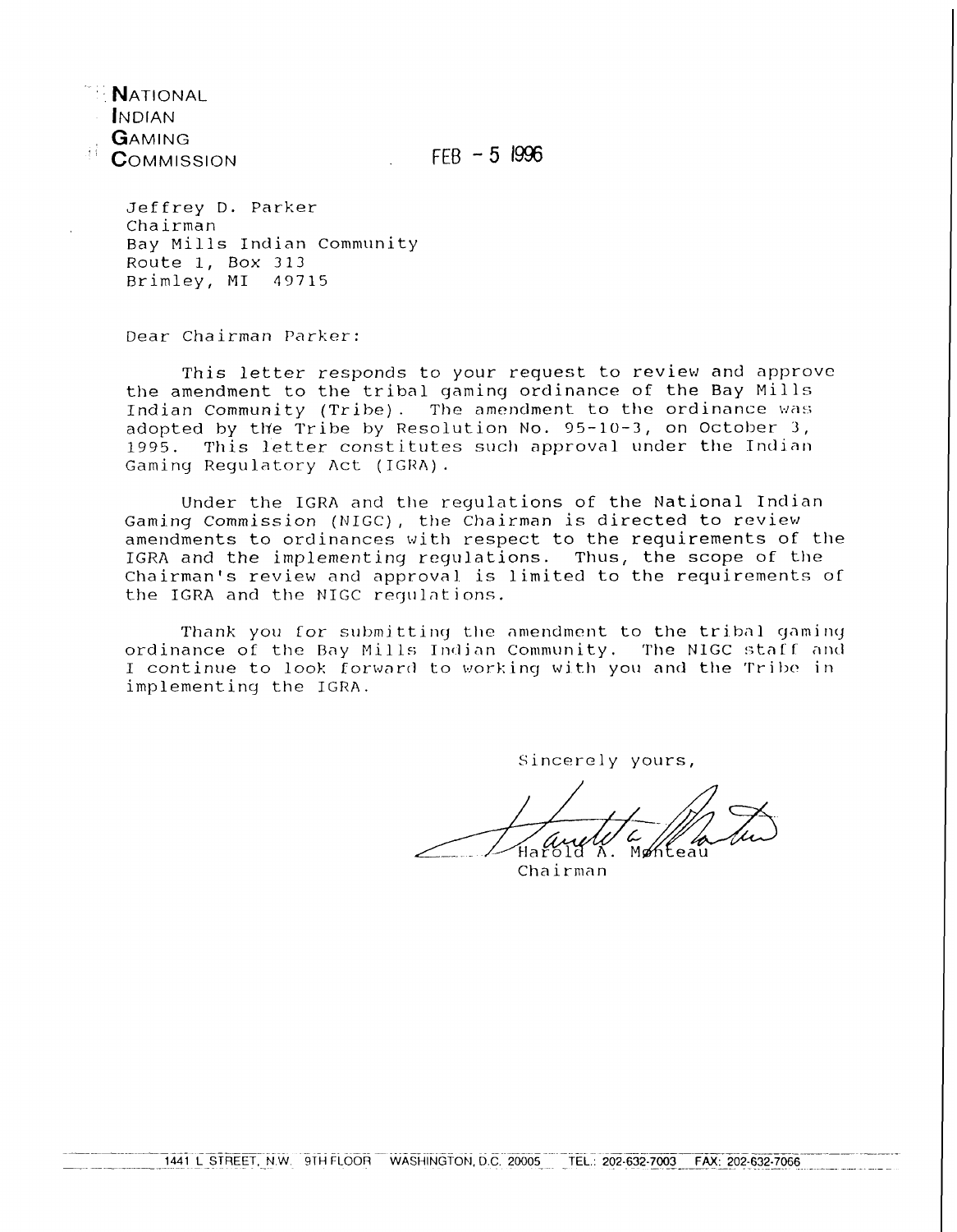**N**ATIONAL
**I**NDIAN
**G**AMING
**C**OMMISSION

FEB - 5 1996

Jeffrey D. Parker
Chairman
Bay Mills Indian Community
Route 1, Box 313
Brimley, MI 49715

Dear Chairman Parker:

This letter responds to your request to review and approve the amendment to the tribal gaming ordinance of the Bay Mills Indian Community (Tribe). The amendment to the ordinance was adopted by the Tribe by Resolution No. 95-10-3, on October 3, 1995. This letter constitutes such approval under the Indian Gaming Regulatory Act (IGRA).

Under the IGRA and the regulations of the National Indian Gaming Commission (NIGC), the Chairman is directed to review amendments to ordinances with respect to the requirements of the IGRA and the implementing regulations. Thus, the scope of the Chairman's review and approval is limited to the requirements of the IGRA and the NIGC regulations.

Thank you for submitting the amendment to the tribal gaming ordinance of the Bay Mills Indian Community. The NIGC staff and I continue to look forward to working with you and the Tribe in implementing the IGRA.

Sincerely yours,

Harold A. Monteau
Chairman

1441 L STREET, N.W. 9TH FLOOR WASHINGTON, D.C. 20005 TEL.: 202-632-7003 FAX: 202-632-7066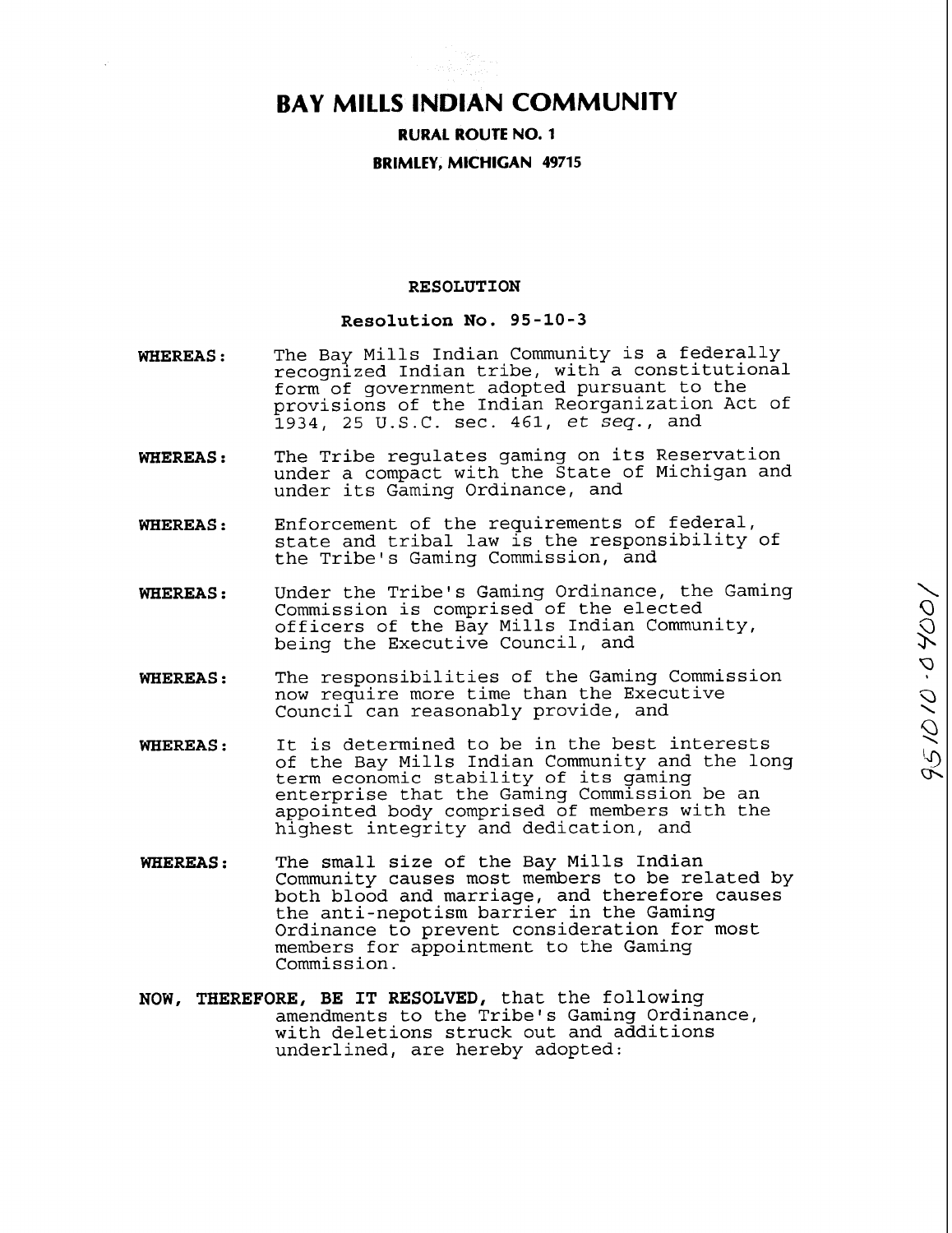# BAY MILLS INDIAN COMMUNITY

**RURAL ROUTE NO. 1**

**BRIMLEY, MICHIGAN 49715**

**RESOLUTION**

**Resolution No. 95-10-3**

**WHEREAS:** The Bay Mills Indian Community is a federally recognized Indian tribe, with a constitutional form of government adopted pursuant to the provisions of the Indian Reorganization Act of 1934, 25 U.S.C. sec. 461, *et seq.*, and

**WHEREAS:** The Tribe regulates gaming on its Reservation under a compact with the State of Michigan and under its Gaming Ordinance, and

**WHEREAS:** Enforcement of the requirements of federal, state and tribal law is the responsibility of the Tribe's Gaming Commission, and

**WHEREAS:** Under the Tribe's Gaming Ordinance, the Gaming Commission is comprised of the elected officers of the Bay Mills Indian Community, being the Executive Council, and

**WHEREAS:** The responsibilities of the Gaming Commission now require more time than the Executive Council can reasonably provide, and

**WHEREAS:** It is determined to be in the best interests of the Bay Mills Indian Community and the long term economic stability of its gaming enterprise that the Gaming Commission be an appointed body comprised of members with the highest integrity and dedication, and

**WHEREAS:** The small size of the Bay Mills Indian Community causes most members to be related by both blood and marriage, and therefore causes the anti-nepotism barrier in the Gaming Ordinance to prevent consideration for most members for appointment to the Gaming Commission.

**NOW, THEREFORE, BE IT RESOLVED,** that the following amendments to the Tribe's Gaming Ordinance, with deletions struck out and additions underlined, are hereby adopted:

951010-0400/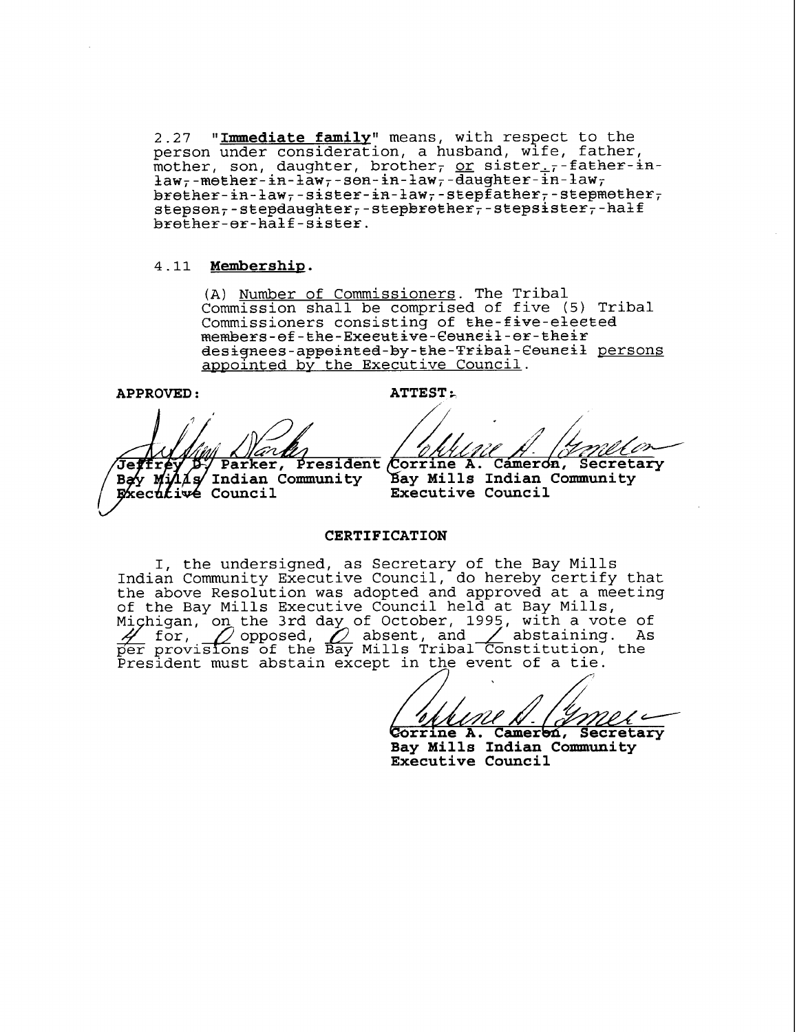2.27 "**Immediate family**" means, with respect to the person under consideration, a husband, wife, father, mother, son, daughter, brother, or sister. ~~, father-in-law, mother-in-law, son-in-law, daughter-in-law, brother-in-law, sister-in-law, stepfather, stepmother, stepson, stepdaughter, stepbrother, stepsister, half brother or half sister.~~

4.11 **Membership.**

(A) Number of Commissioners. The Tribal Commission shall be comprised of five (5) Tribal Commissioners consisting of ~~the five elected members of the Executive Council or their designees appointed by the Tribal Council~~ persons appointed by the Executive Council.

**APPROVED:**

**Jeffrey D. Parker, President**
**Bay Mills Indian Community**
**Executive Council**

**ATTEST:**

**Corrine A. Cameron, Secretary**
**Bay Mills Indian Community**
**Executive Council**

**CERTIFICATION**

I, the undersigned, as Secretary of the Bay Mills Indian Community Executive Council, do hereby certify that the above Resolution was adopted and approved at a meeting of the Bay Mills Executive Council held at Bay Mills, Michigan, on the 3rd day of October, 1995, with a vote of 4 for, 0 opposed, 0 absent, and 1 abstaining. As per provisions of the Bay Mills Tribal Constitution, the President must abstain except in the event of a tie.

**Corrine A. Cameron, Secretary**
**Bay Mills Indian Community**
**Executive Council**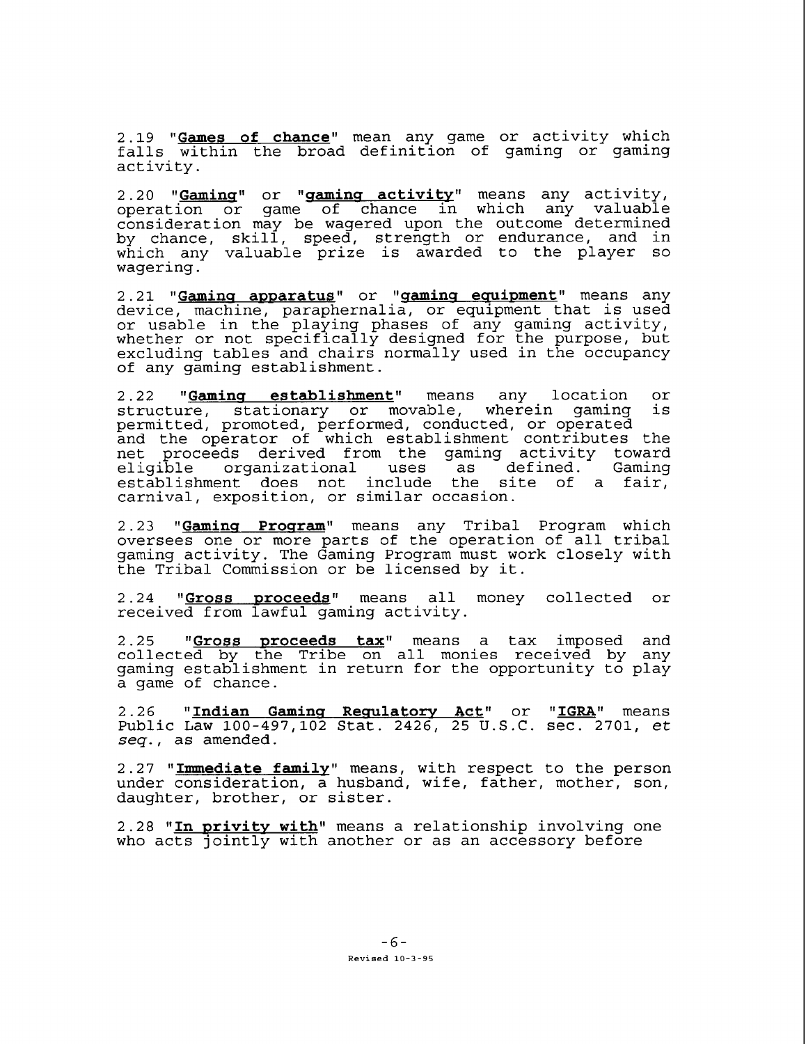2.19 "**Games of chance**" mean any game or activity which falls within the broad definition of gaming or gaming activity.

2.20 "**Gaming**" or "**gaming activity**" means any activity, operation or game of chance in which any valuable consideration may be wagered upon the outcome determined by chance, skill, speed, strength or endurance, and in which any valuable prize is awarded to the player so wagering.

2.21 "**Gaming apparatus**" or "**gaming equipment**" means any device, machine, paraphernalia, or equipment that is used or usable in the playing phases of any gaming activity, whether or not specifically designed for the purpose, but excluding tables and chairs normally used in the occupancy of any gaming establishment.

2.22 "**Gaming establishment**" means any location or structure, stationary or movable, wherein gaming is permitted, promoted, performed, conducted, or operated and the operator of which establishment contributes the net proceeds derived from the gaming activity toward eligible organizational uses as defined. Gaming establishment does not include the site of a fair, carnival, exposition, or similar occasion.

2.23 "**Gaming Program**" means any Tribal Program which oversees one or more parts of the operation of all tribal gaming activity. The Gaming Program must work closely with the Tribal Commission or be licensed by it.

2.24 "**Gross proceeds**" means all money collected or received from lawful gaming activity.

2.25 "**Gross proceeds tax**" means a tax imposed and collected by the Tribe on all monies received by any gaming establishment in return for the opportunity to play a game of chance.

2.26 "**Indian Gaming Regulatory Act**" or "**IGRA**" means Public Law 100-497,102 Stat. 2426, 25 U.S.C. sec. 2701, *et seq.*, as amended.

2.27 "**Immediate family**" means, with respect to the person under consideration, a husband, wife, father, mother, son, daughter, brother, or sister.

2.28 "**In privity with**" means a relationship involving one who acts jointly with another or as an accessory before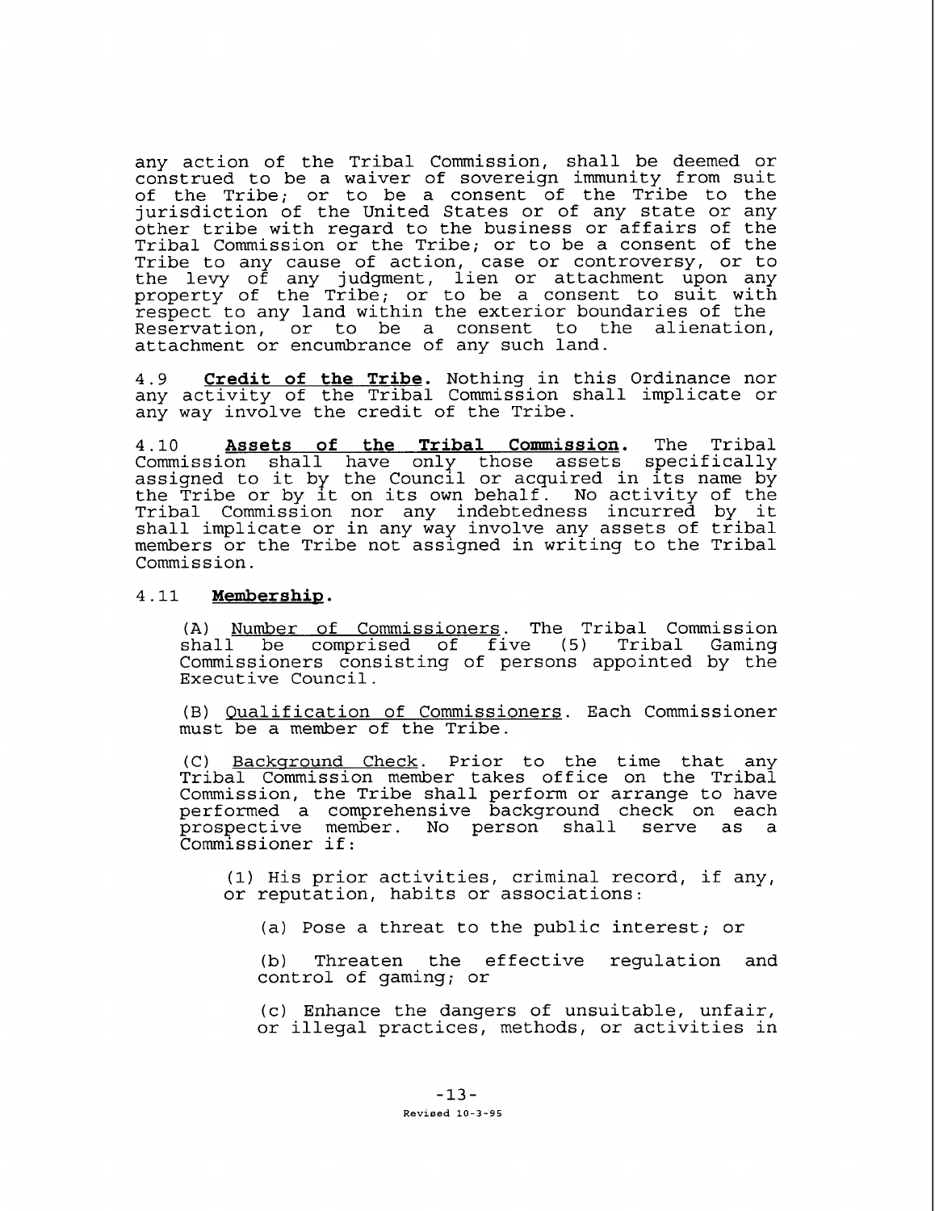any action of the Tribal Commission, shall be deemed or construed to be a waiver of sovereign immunity from suit of the Tribe; or to be a consent of the Tribe to the jurisdiction of the United States or of any state or any other tribe with regard to the business or affairs of the Tribal Commission or the Tribe; or to be a consent of the Tribe to any cause of action, case or controversy, or to the levy of any judgment, lien or attachment upon any property of the Tribe; or to be a consent to suit with respect to any land within the exterior boundaries of the Reservation, or to be a consent to the alienation, attachment or encumbrance of any such land.

4.9 **Credit of the Tribe.** Nothing in this Ordinance nor any activity of the Tribal Commission shall implicate or any way involve the credit of the Tribe.

4.10 **Assets of the Tribal Commission.** The Tribal Commission shall have only those assets specifically assigned to it by the Council or acquired in its name by the Tribe or by it on its own behalf. No activity of the Tribal Commission nor any indebtedness incurred by it shall implicate or in any way involve any assets of tribal members or the Tribe not assigned in writing to the Tribal Commission.

4.11 **Membership.**

(A) Number of Commissioners. The Tribal Commission shall be comprised of five (5) Tribal Gaming Commissioners consisting of persons appointed by the Executive Council.

(B) Qualification of Commissioners. Each Commissioner must be a member of the Tribe.

(C) Background Check. Prior to the time that any Tribal Commission member takes office on the Tribal Commission, the Tribe shall perform or arrange to have performed a comprehensive background check on each prospective member. No person shall serve as a Commissioner if:

(1) His prior activities, criminal record, if any, or reputation, habits or associations:

(a) Pose a threat to the public interest; or

(b) Threaten the effective regulation and control of gaming; or

(c) Enhance the dangers of unsuitable, unfair, or illegal practices, methods, or activities in

Revised 10-3-95